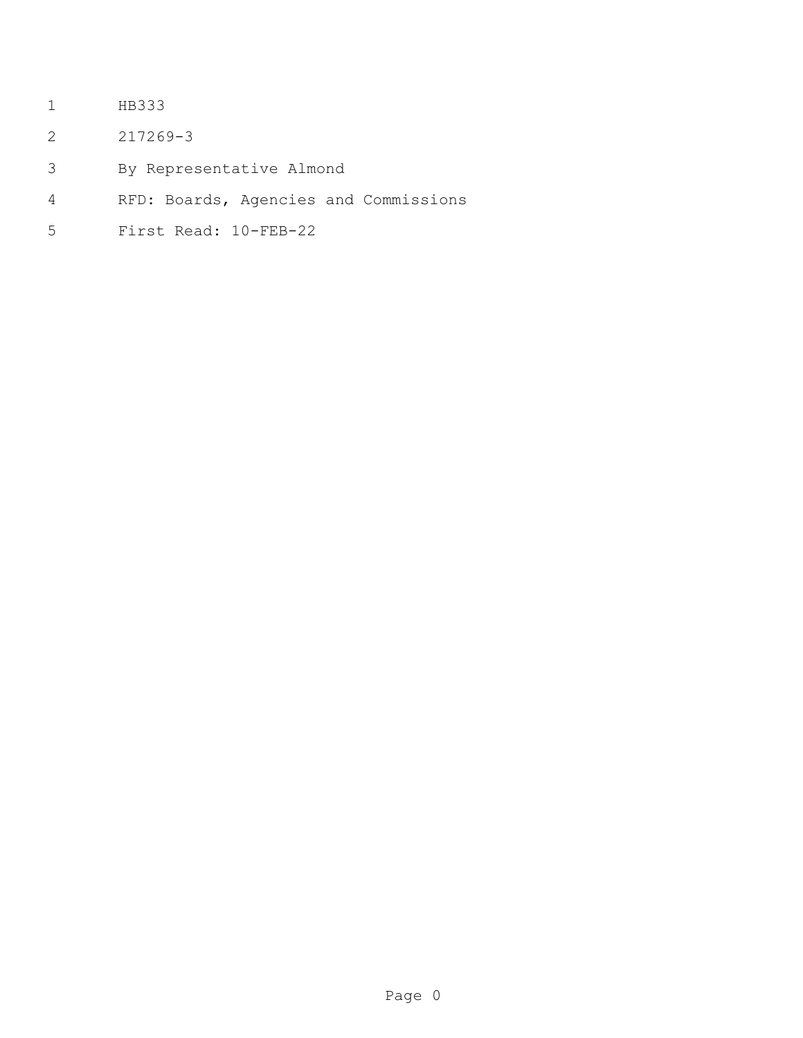HB333

217269-3

By Representative Almond

RFD: Boards, Agencies and Commissions

First Read: 10-FEB-22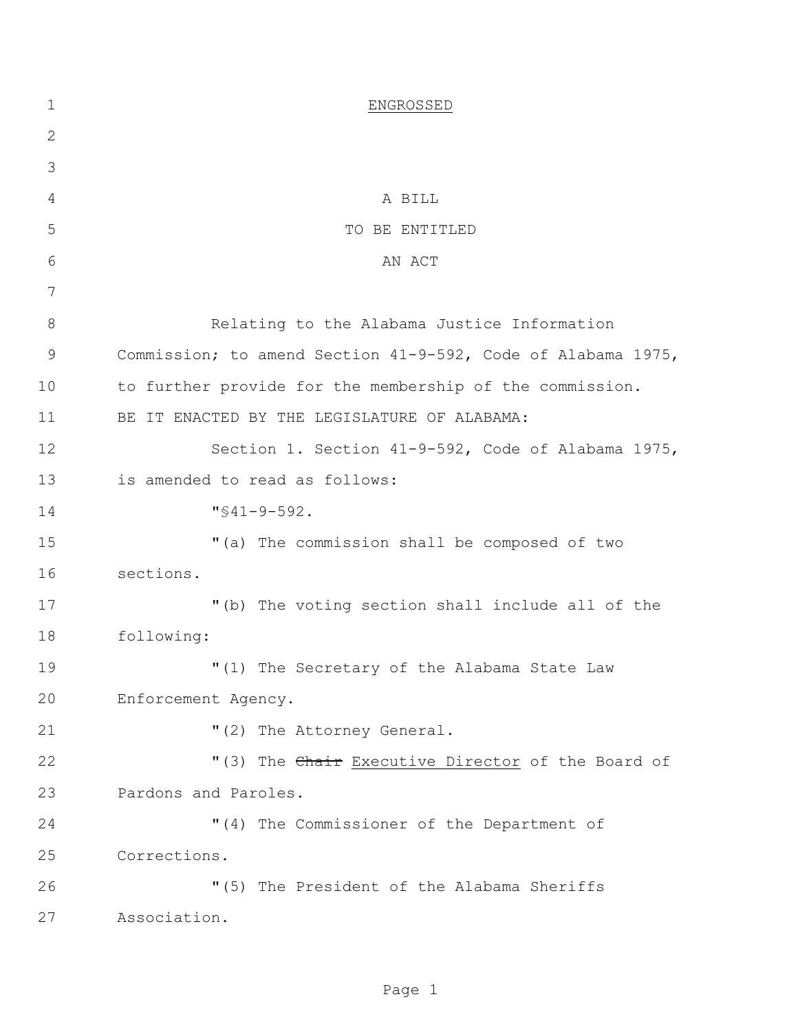ENGROSSED

A BILL
TO BE ENTITLED
AN ACT

Relating to the Alabama Justice Information Commission; to amend Section 41-9-592, Code of Alabama 1975, to further provide for the membership of the commission.

BE IT ENACTED BY THE LEGISLATURE OF ALABAMA:

Section 1. Section 41-9-592, Code of Alabama 1975, is amended to read as follows:

"§41-9-592.

"(a) The commission shall be composed of two sections.

"(b) The voting section shall include all of the following:

"(1) The Secretary of the Alabama State Law Enforcement Agency.

"(2) The Attorney General.

"(3) The ~~Chair~~ <u>Executive Director</u> of the Board of Pardons and Paroles.

"(4) The Commissioner of the Department of Corrections.

"(5) The President of the Alabama Sheriffs Association.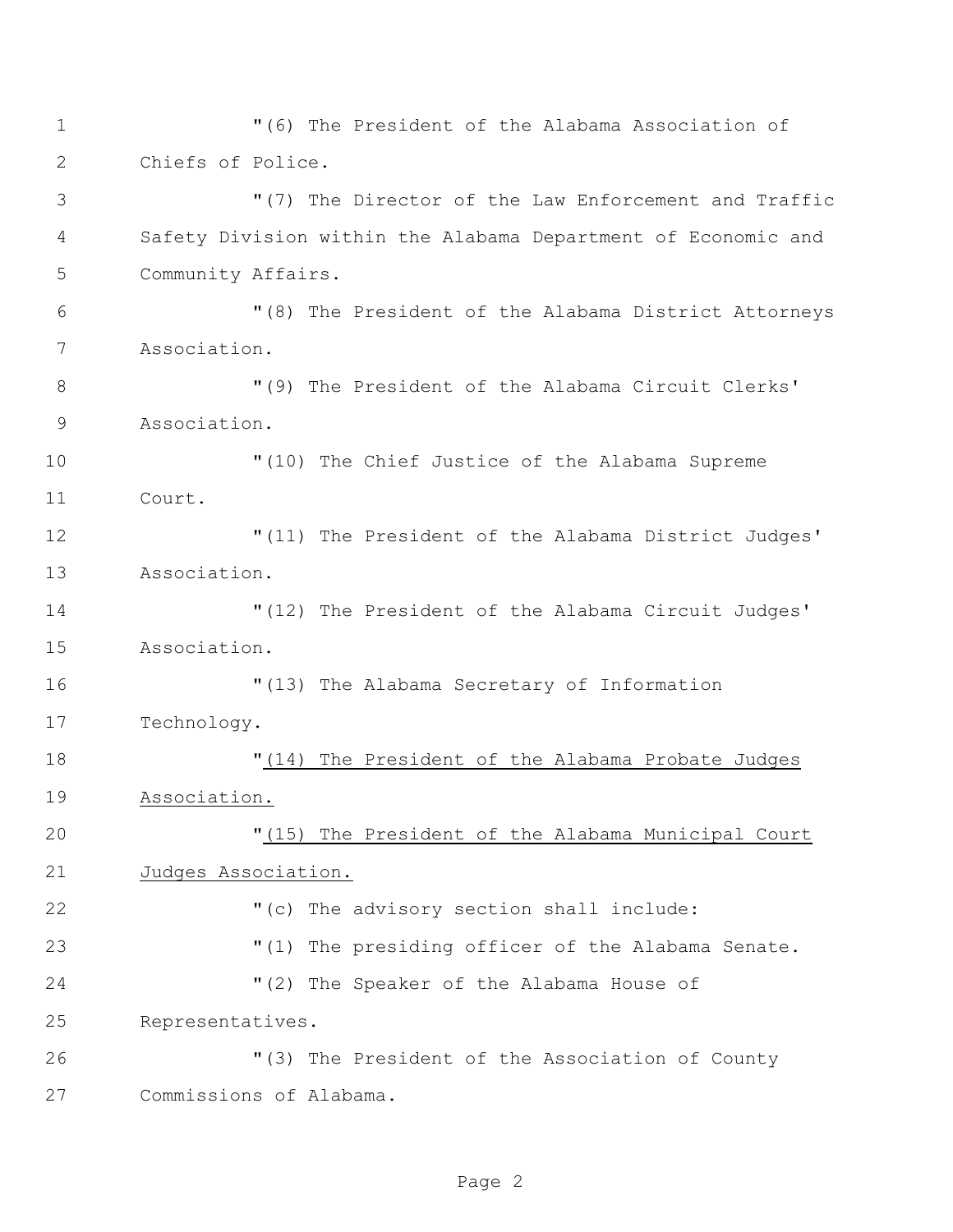"(6) The President of the Alabama Association of Chiefs of Police.

"(7) The Director of the Law Enforcement and Traffic Safety Division within the Alabama Department of Economic and Community Affairs.

"(8) The President of the Alabama District Attorneys Association.

"(9) The President of the Alabama Circuit Clerks' Association.

"(10) The Chief Justice of the Alabama Supreme Court.

"(11) The President of the Alabama District Judges' Association.

"(12) The President of the Alabama Circuit Judges' Association.

"(13) The Alabama Secretary of Information Technology.

"<u>(14) The President of the Alabama Probate Judges Association.</u>

"<u>(15) The President of the Alabama Municipal Court Judges Association.</u>

"(c) The advisory section shall include:

"(1) The presiding officer of the Alabama Senate.

"(2) The Speaker of the Alabama House of Representatives.

"(3) The President of the Association of County Commissions of Alabama.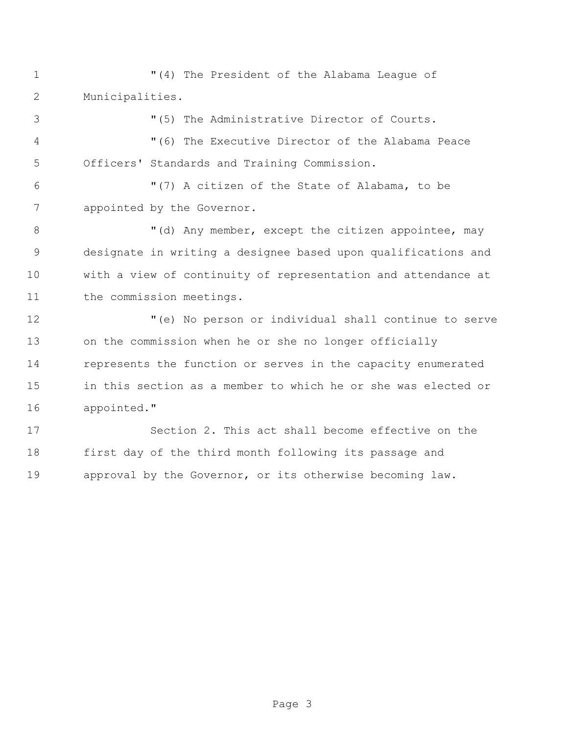"(4) The President of the Alabama League of Municipalities.

"(5) The Administrative Director of Courts.

"(6) The Executive Director of the Alabama Peace Officers' Standards and Training Commission.

"(7) A citizen of the State of Alabama, to be appointed by the Governor.

"(d) Any member, except the citizen appointee, may designate in writing a designee based upon qualifications and with a view of continuity of representation and attendance at the commission meetings.

"(e) No person or individual shall continue to serve on the commission when he or she no longer officially represents the function or serves in the capacity enumerated in this section as a member to which he or she was elected or appointed."

Section 2. This act shall become effective on the first day of the third month following its passage and approval by the Governor, or its otherwise becoming law.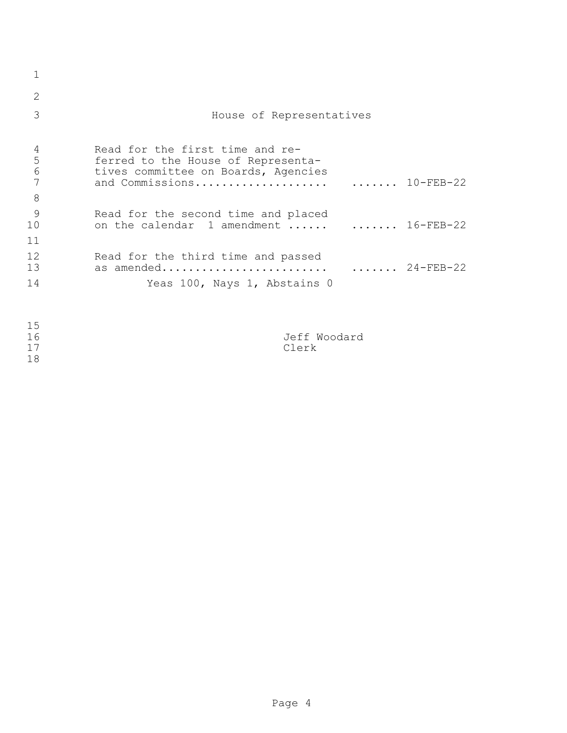House of Representatives

Read for the first time and referred to the House of Representatives committee on Boards, Agencies and Commissions.................... ....... 10-FEB-22

Read for the second time and placed on the calendar 1 amendment ...... ....... 16-FEB-22

Read for the third time and passed as amended........................ ....... 24-FEB-22

Yeas 100, Nays 1, Abstains 0

Jeff Woodard
Clerk